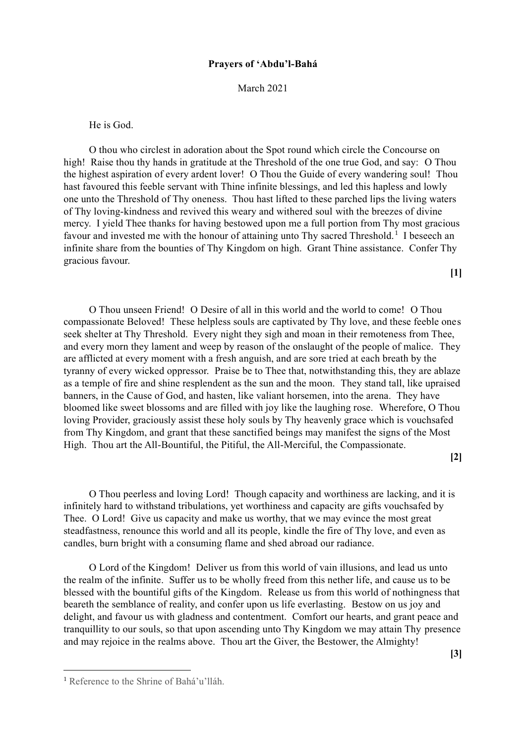**Prayers of 'Abdu'l-Bahá**

March 2021

He is God.

O thou who circlest in adoration about the Spot round which circle the Concourse on high! Raise thou thy hands in gratitude at the Threshold of the one true God, and say: O Thou the highest aspiration of every ardent lover! O Thou the Guide of every wandering soul! Thou hast favoured this feeble servant with Thine infinite blessings, and led this hapless and lowly one unto the Threshold of Thy oneness. Thou hast lifted to these parched lips the living waters of Thy loving-kindness and revived this weary and withered soul with the breezes of divine mercy. I yield Thee thanks for having bestowed upon me a full portion from Thy most gracious favour and invested me with the honour of attaining unto Thy sacred Threshold.[1] I beseech an infinite share from the bounties of Thy Kingdom on high. Grant Thine assistance. Confer Thy gracious favour.

**[1]**

O Thou unseen Friend! O Desire of all in this world and the world to come! O Thou compassionate Beloved! These helpless souls are captivated by Thy love, and these feeble ones seek shelter at Thy Threshold. Every night they sigh and moan in their remoteness from Thee, and every morn they lament and weep by reason of the onslaught of the people of malice. They are afflicted at every moment with a fresh anguish, and are sore tried at each breath by the tyranny of every wicked oppressor. Praise be to Thee that, notwithstanding this, they are ablaze as a temple of fire and shine resplendent as the sun and the moon. They stand tall, like upraised banners, in the Cause of God, and hasten, like valiant horsemen, into the arena. They have bloomed like sweet blossoms and are filled with joy like the laughing rose. Wherefore, O Thou loving Provider, graciously assist these holy souls by Thy heavenly grace which is vouchsafed from Thy Kingdom, and grant that these sanctified beings may manifest the signs of the Most High. Thou art the All-Bountiful, the Pitiful, the All-Merciful, the Compassionate.

**[2]**

O Thou peerless and loving Lord! Though capacity and worthiness are lacking, and it is infinitely hard to withstand tribulations, yet worthiness and capacity are gifts vouchsafed by Thee. O Lord! Give us capacity and make us worthy, that we may evince the most great steadfastness, renounce this world and all its people, kindle the fire of Thy love, and even as candles, burn bright with a consuming flame and shed abroad our radiance.

O Lord of the Kingdom! Deliver us from this world of vain illusions, and lead us unto the realm of the infinite. Suffer us to be wholly freed from this nether life, and cause us to be blessed with the bountiful gifts of the Kingdom. Release us from this world of nothingness that beareth the semblance of reality, and confer upon us life everlasting. Bestow on us joy and delight, and favour us with gladness and contentment. Comfort our hearts, and grant peace and tranquillity to our souls, so that upon ascending unto Thy Kingdom we may attain Thy presence and may rejoice in the realms above. Thou art the Giver, the Bestower, the Almighty!

**[3]**

[1] Reference to the Shrine of Bahá'u'lláh.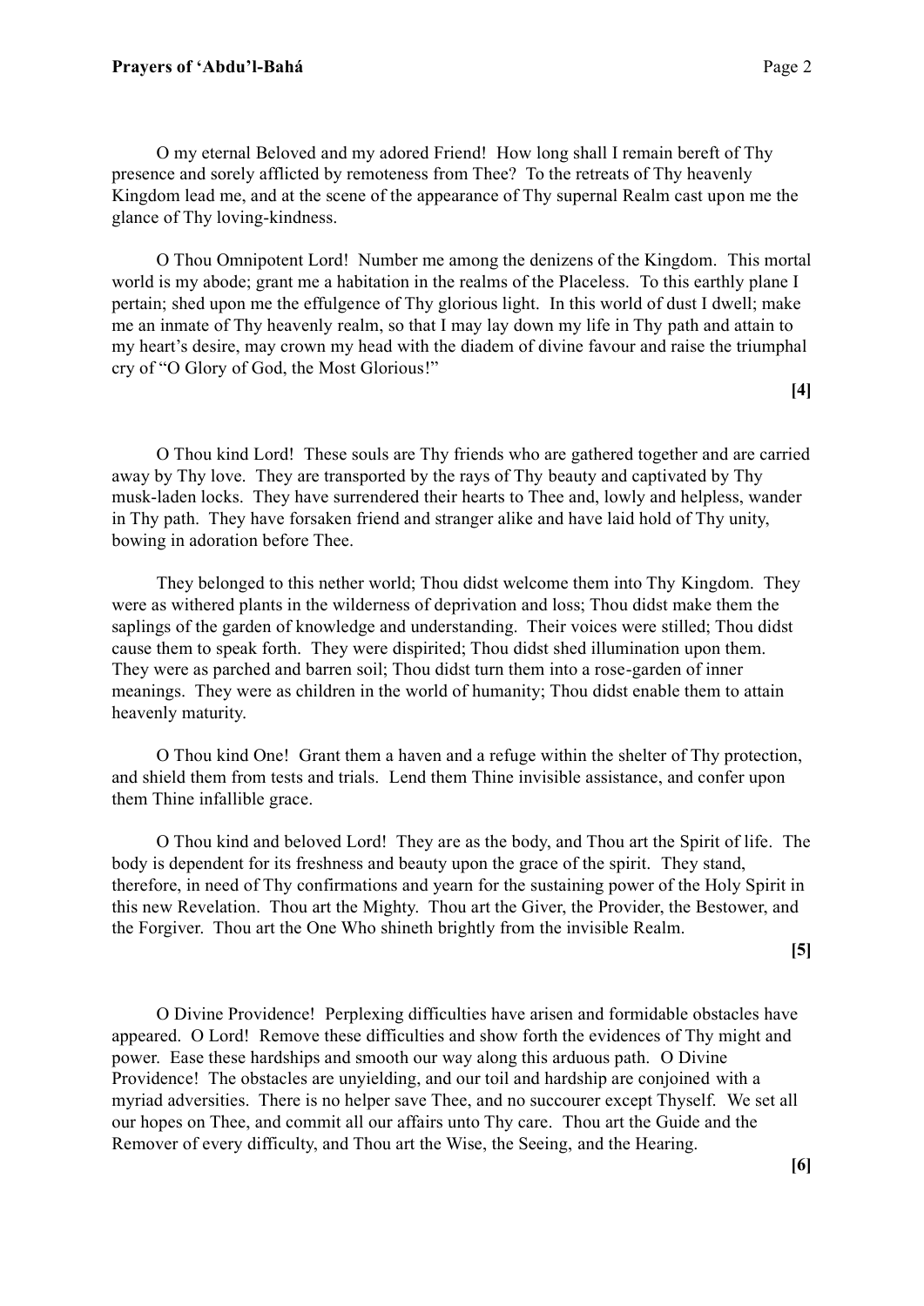O my eternal Beloved and my adored Friend! How long shall I remain bereft of Thy presence and sorely afflicted by remoteness from Thee? To the retreats of Thy heavenly Kingdom lead me, and at the scene of the appearance of Thy supernal Realm cast upon me the glance of Thy loving-kindness.

O Thou Omnipotent Lord! Number me among the denizens of the Kingdom. This mortal world is my abode; grant me a habitation in the realms of the Placeless. To this earthly plane I pertain; shed upon me the effulgence of Thy glorious light. In this world of dust I dwell; make me an inmate of Thy heavenly realm, so that I may lay down my life in Thy path and attain to my heart's desire, may crown my head with the diadem of divine favour and raise the triumphal cry of "O Glory of God, the Most Glorious!"

**[4]**

O Thou kind Lord! These souls are Thy friends who are gathered together and are carried away by Thy love. They are transported by the rays of Thy beauty and captivated by Thy musk-laden locks. They have surrendered their hearts to Thee and, lowly and helpless, wander in Thy path. They have forsaken friend and stranger alike and have laid hold of Thy unity, bowing in adoration before Thee.

They belonged to this nether world; Thou didst welcome them into Thy Kingdom. They were as withered plants in the wilderness of deprivation and loss; Thou didst make them the saplings of the garden of knowledge and understanding. Their voices were stilled; Thou didst cause them to speak forth. They were dispirited; Thou didst shed illumination upon them. They were as parched and barren soil; Thou didst turn them into a rose-garden of inner meanings. They were as children in the world of humanity; Thou didst enable them to attain heavenly maturity.

O Thou kind One! Grant them a haven and a refuge within the shelter of Thy protection, and shield them from tests and trials. Lend them Thine invisible assistance, and confer upon them Thine infallible grace.

O Thou kind and beloved Lord! They are as the body, and Thou art the Spirit of life. The body is dependent for its freshness and beauty upon the grace of the spirit. They stand, therefore, in need of Thy confirmations and yearn for the sustaining power of the Holy Spirit in this new Revelation. Thou art the Mighty. Thou art the Giver, the Provider, the Bestower, and the Forgiver. Thou art the One Who shineth brightly from the invisible Realm.

**[5]**

O Divine Providence! Perplexing difficulties have arisen and formidable obstacles have appeared. O Lord! Remove these difficulties and show forth the evidences of Thy might and power. Ease these hardships and smooth our way along this arduous path. O Divine Providence! The obstacles are unyielding, and our toil and hardship are conjoined with a myriad adversities. There is no helper save Thee, and no succourer except Thyself. We set all our hopes on Thee, and commit all our affairs unto Thy care. Thou art the Guide and the Remover of every difficulty, and Thou art the Wise, the Seeing, and the Hearing.

**[6]**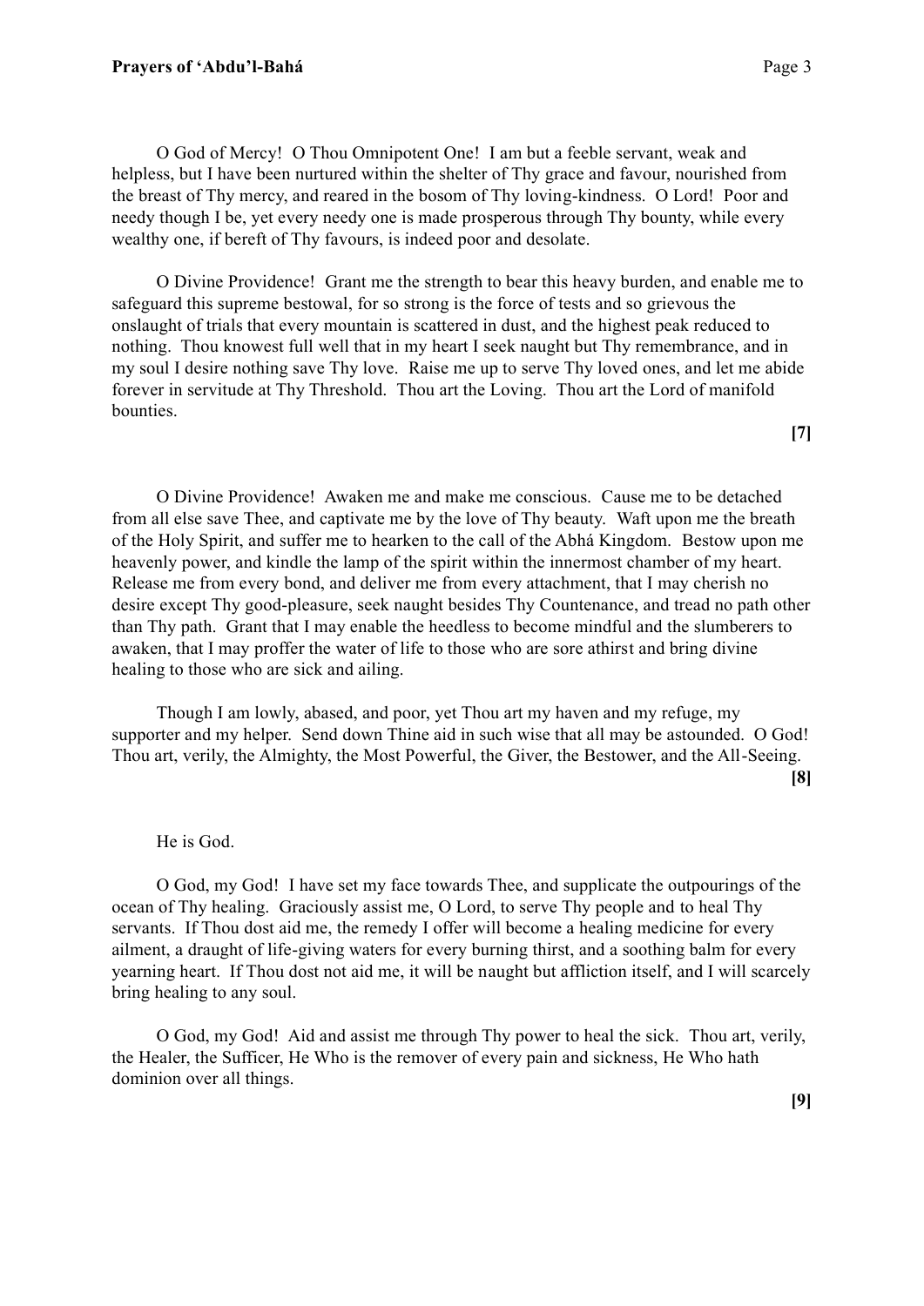O God of Mercy! O Thou Omnipotent One! I am but a feeble servant, weak and helpless, but I have been nurtured within the shelter of Thy grace and favour, nourished from the breast of Thy mercy, and reared in the bosom of Thy loving-kindness. O Lord! Poor and needy though I be, yet every needy one is made prosperous through Thy bounty, while every wealthy one, if bereft of Thy favours, is indeed poor and desolate.

O Divine Providence! Grant me the strength to bear this heavy burden, and enable me to safeguard this supreme bestowal, for so strong is the force of tests and so grievous the onslaught of trials that every mountain is scattered in dust, and the highest peak reduced to nothing. Thou knowest full well that in my heart I seek naught but Thy remembrance, and in my soul I desire nothing save Thy love. Raise me up to serve Thy loved ones, and let me abide forever in servitude at Thy Threshold. Thou art the Loving. Thou art the Lord of manifold bounties.

**[7]**

O Divine Providence! Awaken me and make me conscious. Cause me to be detached from all else save Thee, and captivate me by the love of Thy beauty. Waft upon me the breath of the Holy Spirit, and suffer me to hearken to the call of the Abhá Kingdom. Bestow upon me heavenly power, and kindle the lamp of the spirit within the innermost chamber of my heart. Release me from every bond, and deliver me from every attachment, that I may cherish no desire except Thy good-pleasure, seek naught besides Thy Countenance, and tread no path other than Thy path. Grant that I may enable the heedless to become mindful and the slumberers to awaken, that I may proffer the water of life to those who are sore athirst and bring divine healing to those who are sick and ailing.

Though I am lowly, abased, and poor, yet Thou art my haven and my refuge, my supporter and my helper. Send down Thine aid in such wise that all may be astounded. O God! Thou art, verily, the Almighty, the Most Powerful, the Giver, the Bestower, and the All-Seeing.

**[8]**

He is God.

O God, my God! I have set my face towards Thee, and supplicate the outpourings of the ocean of Thy healing. Graciously assist me, O Lord, to serve Thy people and to heal Thy servants. If Thou dost aid me, the remedy I offer will become a healing medicine for every ailment, a draught of life-giving waters for every burning thirst, and a soothing balm for every yearning heart. If Thou dost not aid me, it will be naught but affliction itself, and I will scarcely bring healing to any soul.

O God, my God! Aid and assist me through Thy power to heal the sick. Thou art, verily, the Healer, the Sufficer, He Who is the remover of every pain and sickness, He Who hath dominion over all things.

**[9]**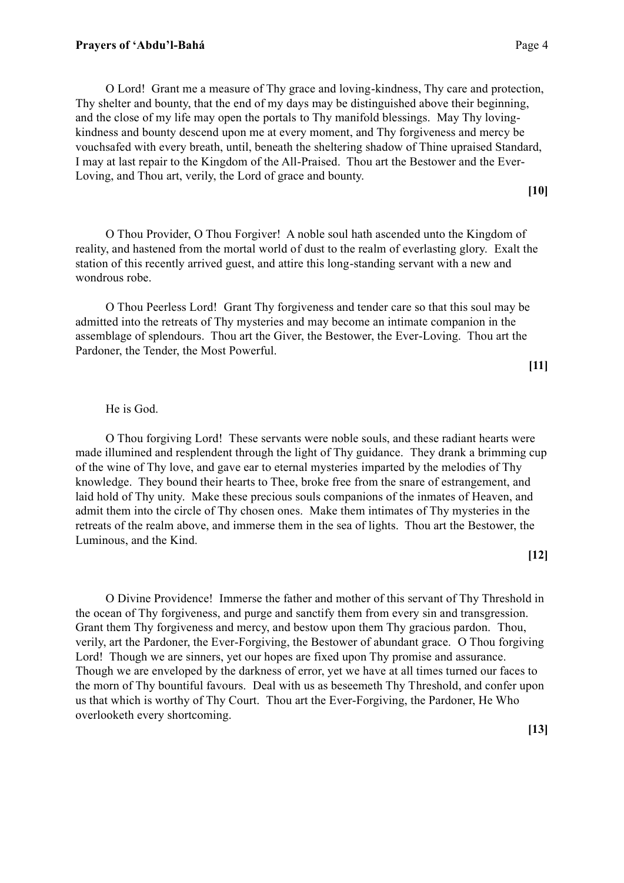O Lord! Grant me a measure of Thy grace and loving-kindness, Thy care and protection, Thy shelter and bounty, that the end of my days may be distinguished above their beginning, and the close of my life may open the portals to Thy manifold blessings. May Thy loving-kindness and bounty descend upon me at every moment, and Thy forgiveness and mercy be vouchsafed with every breath, until, beneath the sheltering shadow of Thine upraised Standard, I may at last repair to the Kingdom of the All-Praised. Thou art the Bestower and the Ever-Loving, and Thou art, verily, the Lord of grace and bounty.

**[10]**

O Thou Provider, O Thou Forgiver! A noble soul hath ascended unto the Kingdom of reality, and hastened from the mortal world of dust to the realm of everlasting glory. Exalt the station of this recently arrived guest, and attire this long-standing servant with a new and wondrous robe.

O Thou Peerless Lord! Grant Thy forgiveness and tender care so that this soul may be admitted into the retreats of Thy mysteries and may become an intimate companion in the assemblage of splendours. Thou art the Giver, the Bestower, the Ever-Loving. Thou art the Pardoner, the Tender, the Most Powerful.

**[11]**

He is God.

O Thou forgiving Lord! These servants were noble souls, and these radiant hearts were made illumined and resplendent through the light of Thy guidance. They drank a brimming cup of the wine of Thy love, and gave ear to eternal mysteries imparted by the melodies of Thy knowledge. They bound their hearts to Thee, broke free from the snare of estrangement, and laid hold of Thy unity. Make these precious souls companions of the inmates of Heaven, and admit them into the circle of Thy chosen ones. Make them intimates of Thy mysteries in the retreats of the realm above, and immerse them in the sea of lights. Thou art the Bestower, the Luminous, and the Kind.

**[12]**

O Divine Providence! Immerse the father and mother of this servant of Thy Threshold in the ocean of Thy forgiveness, and purge and sanctify them from every sin and transgression. Grant them Thy forgiveness and mercy, and bestow upon them Thy gracious pardon. Thou, verily, art the Pardoner, the Ever-Forgiving, the Bestower of abundant grace. O Thou forgiving Lord! Though we are sinners, yet our hopes are fixed upon Thy promise and assurance. Though we are enveloped by the darkness of error, yet we have at all times turned our faces to the morn of Thy bountiful favours. Deal with us as beseemeth Thy Threshold, and confer upon us that which is worthy of Thy Court. Thou art the Ever-Forgiving, the Pardoner, He Who overlooketh every shortcoming.

**[13]**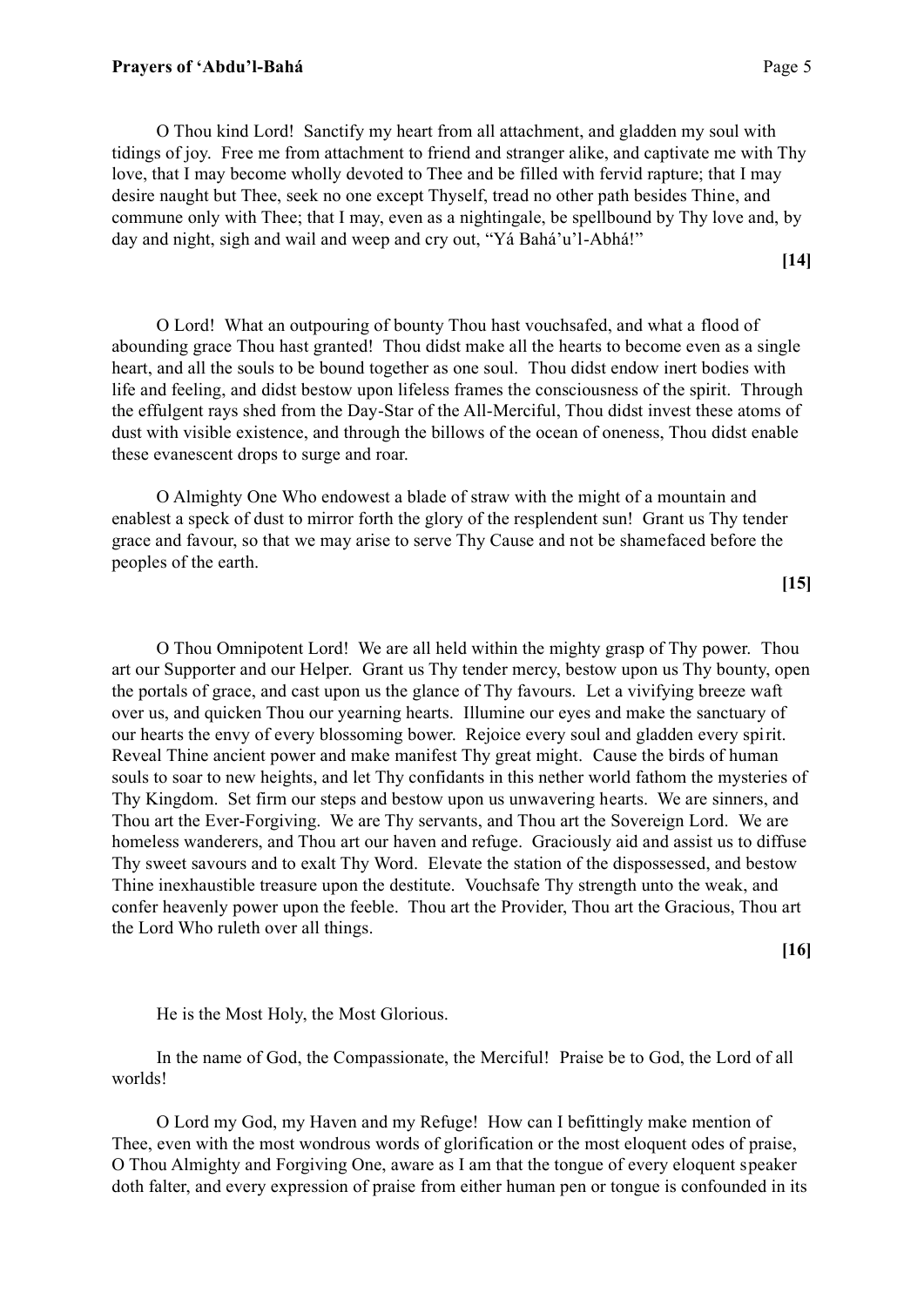O Thou kind Lord! Sanctify my heart from all attachment, and gladden my soul with tidings of joy. Free me from attachment to friend and stranger alike, and captivate me with Thy love, that I may become wholly devoted to Thee and be filled with fervid rapture; that I may desire naught but Thee, seek no one except Thyself, tread no other path besides Thine, and commune only with Thee; that I may, even as a nightingale, be spellbound by Thy love and, by day and night, sigh and wail and weep and cry out, "Yá Bahá'u'l-Abhá!"

**[14]**

O Lord! What an outpouring of bounty Thou hast vouchsafed, and what a flood of abounding grace Thou hast granted! Thou didst make all the hearts to become even as a single heart, and all the souls to be bound together as one soul. Thou didst endow inert bodies with life and feeling, and didst bestow upon lifeless frames the consciousness of the spirit. Through the effulgent rays shed from the Day-Star of the All-Merciful, Thou didst invest these atoms of dust with visible existence, and through the billows of the ocean of oneness, Thou didst enable these evanescent drops to surge and roar.

O Almighty One Who endowest a blade of straw with the might of a mountain and enablest a speck of dust to mirror forth the glory of the resplendent sun! Grant us Thy tender grace and favour, so that we may arise to serve Thy Cause and not be shamefaced before the peoples of the earth.

**[15]**

O Thou Omnipotent Lord! We are all held within the mighty grasp of Thy power. Thou art our Supporter and our Helper. Grant us Thy tender mercy, bestow upon us Thy bounty, open the portals of grace, and cast upon us the glance of Thy favours. Let a vivifying breeze waft over us, and quicken Thou our yearning hearts. Illumine our eyes and make the sanctuary of our hearts the envy of every blossoming bower. Rejoice every soul and gladden every spirit. Reveal Thine ancient power and make manifest Thy great might. Cause the birds of human souls to soar to new heights, and let Thy confidants in this nether world fathom the mysteries of Thy Kingdom. Set firm our steps and bestow upon us unwavering hearts. We are sinners, and Thou art the Ever-Forgiving. We are Thy servants, and Thou art the Sovereign Lord. We are homeless wanderers, and Thou art our haven and refuge. Graciously aid and assist us to diffuse Thy sweet savours and to exalt Thy Word. Elevate the station of the dispossessed, and bestow Thine inexhaustible treasure upon the destitute. Vouchsafe Thy strength unto the weak, and confer heavenly power upon the feeble. Thou art the Provider, Thou art the Gracious, Thou art the Lord Who ruleth over all things.

**[16]**

He is the Most Holy, the Most Glorious.

In the name of God, the Compassionate, the Merciful! Praise be to God, the Lord of all worlds!

O Lord my God, my Haven and my Refuge! How can I befittingly make mention of Thee, even with the most wondrous words of glorification or the most eloquent odes of praise, O Thou Almighty and Forgiving One, aware as I am that the tongue of every eloquent speaker doth falter, and every expression of praise from either human pen or tongue is confounded in its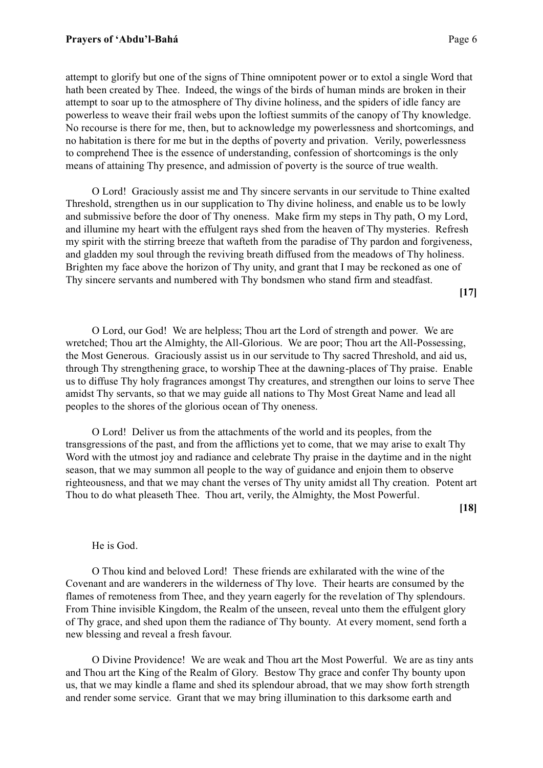attempt to glorify but one of the signs of Thine omnipotent power or to extol a single Word that hath been created by Thee. Indeed, the wings of the birds of human minds are broken in their attempt to soar up to the atmosphere of Thy divine holiness, and the spiders of idle fancy are powerless to weave their frail webs upon the loftiest summits of the canopy of Thy knowledge. No recourse is there for me, then, but to acknowledge my powerlessness and shortcomings, and no habitation is there for me but in the depths of poverty and privation. Verily, powerlessness to comprehend Thee is the essence of understanding, confession of shortcomings is the only means of attaining Thy presence, and admission of poverty is the source of true wealth.

O Lord! Graciously assist me and Thy sincere servants in our servitude to Thine exalted Threshold, strengthen us in our supplication to Thy divine holiness, and enable us to be lowly and submissive before the door of Thy oneness. Make firm my steps in Thy path, O my Lord, and illumine my heart with the effulgent rays shed from the heaven of Thy mysteries. Refresh my spirit with the stirring breeze that wafteth from the paradise of Thy pardon and forgiveness, and gladden my soul through the reviving breath diffused from the meadows of Thy holiness. Brighten my face above the horizon of Thy unity, and grant that I may be reckoned as one of Thy sincere servants and numbered with Thy bondsmen who stand firm and steadfast.

**[17]**

O Lord, our God! We are helpless; Thou art the Lord of strength and power. We are wretched; Thou art the Almighty, the All-Glorious. We are poor; Thou art the All-Possessing, the Most Generous. Graciously assist us in our servitude to Thy sacred Threshold, and aid us, through Thy strengthening grace, to worship Thee at the dawning-places of Thy praise. Enable us to diffuse Thy holy fragrances amongst Thy creatures, and strengthen our loins to serve Thee amidst Thy servants, so that we may guide all nations to Thy Most Great Name and lead all peoples to the shores of the glorious ocean of Thy oneness.

O Lord! Deliver us from the attachments of the world and its peoples, from the transgressions of the past, and from the afflictions yet to come, that we may arise to exalt Thy Word with the utmost joy and radiance and celebrate Thy praise in the daytime and in the night season, that we may summon all people to the way of guidance and enjoin them to observe righteousness, and that we may chant the verses of Thy unity amidst all Thy creation. Potent art Thou to do what pleaseth Thee. Thou art, verily, the Almighty, the Most Powerful.

**[18]**

He is God.

O Thou kind and beloved Lord! These friends are exhilarated with the wine of the Covenant and are wanderers in the wilderness of Thy love. Their hearts are consumed by the flames of remoteness from Thee, and they yearn eagerly for the revelation of Thy splendours. From Thine invisible Kingdom, the Realm of the unseen, reveal unto them the effulgent glory of Thy grace, and shed upon them the radiance of Thy bounty. At every moment, send forth a new blessing and reveal a fresh favour.

O Divine Providence! We are weak and Thou art the Most Powerful. We are as tiny ants and Thou art the King of the Realm of Glory. Bestow Thy grace and confer Thy bounty upon us, that we may kindle a flame and shed its splendour abroad, that we may show forth strength and render some service. Grant that we may bring illumination to this darksome earth and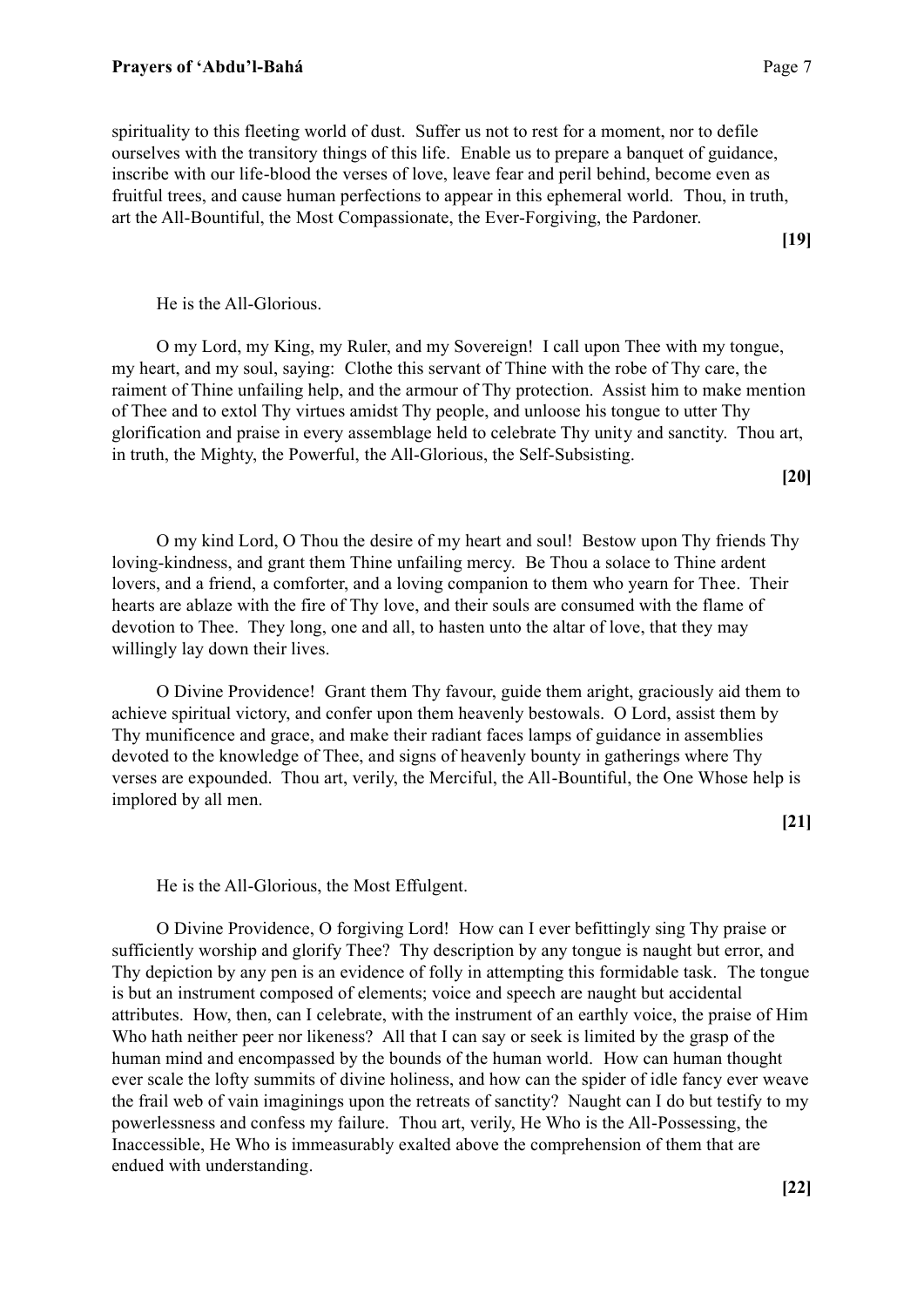spirituality to this fleeting world of dust. Suffer us not to rest for a moment, nor to defile ourselves with the transitory things of this life. Enable us to prepare a banquet of guidance, inscribe with our life-blood the verses of love, leave fear and peril behind, become even as fruitful trees, and cause human perfections to appear in this ephemeral world. Thou, in truth, art the All-Bountiful, the Most Compassionate, the Ever-Forgiving, the Pardoner.

**[19]**

He is the All-Glorious.

O my Lord, my King, my Ruler, and my Sovereign! I call upon Thee with my tongue, my heart, and my soul, saying: Clothe this servant of Thine with the robe of Thy care, the raiment of Thine unfailing help, and the armour of Thy protection. Assist him to make mention of Thee and to extol Thy virtues amidst Thy people, and unloose his tongue to utter Thy glorification and praise in every assemblage held to celebrate Thy unity and sanctity. Thou art, in truth, the Mighty, the Powerful, the All-Glorious, the Self-Subsisting.

**[20]**

O my kind Lord, O Thou the desire of my heart and soul! Bestow upon Thy friends Thy loving-kindness, and grant them Thine unfailing mercy. Be Thou a solace to Thine ardent lovers, and a friend, a comforter, and a loving companion to them who yearn for Thee. Their hearts are ablaze with the fire of Thy love, and their souls are consumed with the flame of devotion to Thee. They long, one and all, to hasten unto the altar of love, that they may willingly lay down their lives.

O Divine Providence! Grant them Thy favour, guide them aright, graciously aid them to achieve spiritual victory, and confer upon them heavenly bestowals. O Lord, assist them by Thy munificence and grace, and make their radiant faces lamps of guidance in assemblies devoted to the knowledge of Thee, and signs of heavenly bounty in gatherings where Thy verses are expounded. Thou art, verily, the Merciful, the All-Bountiful, the One Whose help is implored by all men.

**[21]**

He is the All-Glorious, the Most Effulgent.

O Divine Providence, O forgiving Lord! How can I ever befittingly sing Thy praise or sufficiently worship and glorify Thee? Thy description by any tongue is naught but error, and Thy depiction by any pen is an evidence of folly in attempting this formidable task. The tongue is but an instrument composed of elements; voice and speech are naught but accidental attributes. How, then, can I celebrate, with the instrument of an earthly voice, the praise of Him Who hath neither peer nor likeness? All that I can say or seek is limited by the grasp of the human mind and encompassed by the bounds of the human world. How can human thought ever scale the lofty summits of divine holiness, and how can the spider of idle fancy ever weave the frail web of vain imaginings upon the retreats of sanctity? Naught can I do but testify to my powerlessness and confess my failure. Thou art, verily, He Who is the All-Possessing, the Inaccessible, He Who is immeasurably exalted above the comprehension of them that are endued with understanding.

**[22]**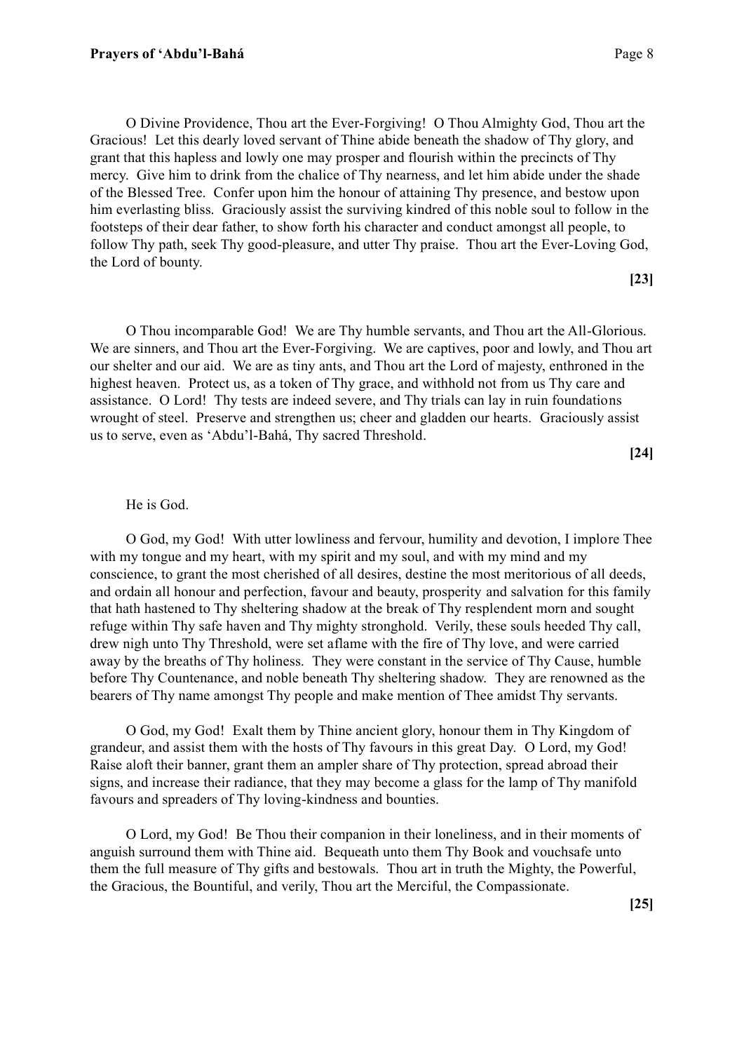O Divine Providence, Thou art the Ever-Forgiving! O Thou Almighty God, Thou art the Gracious! Let this dearly loved servant of Thine abide beneath the shadow of Thy glory, and grant that this hapless and lowly one may prosper and flourish within the precincts of Thy mercy. Give him to drink from the chalice of Thy nearness, and let him abide under the shade of the Blessed Tree. Confer upon him the honour of attaining Thy presence, and bestow upon him everlasting bliss. Graciously assist the surviving kindred of this noble soul to follow in the footsteps of their dear father, to show forth his character and conduct amongst all people, to follow Thy path, seek Thy good-pleasure, and utter Thy praise. Thou art the Ever-Loving God, the Lord of bounty.

**[23]**

O Thou incomparable God! We are Thy humble servants, and Thou art the All-Glorious. We are sinners, and Thou art the Ever-Forgiving. We are captives, poor and lowly, and Thou art our shelter and our aid. We are as tiny ants, and Thou art the Lord of majesty, enthroned in the highest heaven. Protect us, as a token of Thy grace, and withhold not from us Thy care and assistance. O Lord! Thy tests are indeed severe, and Thy trials can lay in ruin foundations wrought of steel. Preserve and strengthen us; cheer and gladden our hearts. Graciously assist us to serve, even as 'Abdu'l-Bahá, Thy sacred Threshold.

**[24]**

He is God.

O God, my God! With utter lowliness and fervour, humility and devotion, I implore Thee with my tongue and my heart, with my spirit and my soul, and with my mind and my conscience, to grant the most cherished of all desires, destine the most meritorious of all deeds, and ordain all honour and perfection, favour and beauty, prosperity and salvation for this family that hath hastened to Thy sheltering shadow at the break of Thy resplendent morn and sought refuge within Thy safe haven and Thy mighty stronghold. Verily, these souls heeded Thy call, drew nigh unto Thy Threshold, were set aflame with the fire of Thy love, and were carried away by the breaths of Thy holiness. They were constant in the service of Thy Cause, humble before Thy Countenance, and noble beneath Thy sheltering shadow. They are renowned as the bearers of Thy name amongst Thy people and make mention of Thee amidst Thy servants.

O God, my God! Exalt them by Thine ancient glory, honour them in Thy Kingdom of grandeur, and assist them with the hosts of Thy favours in this great Day. O Lord, my God! Raise aloft their banner, grant them an ampler share of Thy protection, spread abroad their signs, and increase their radiance, that they may become a glass for the lamp of Thy manifold favours and spreaders of Thy loving-kindness and bounties.

O Lord, my God! Be Thou their companion in their loneliness, and in their moments of anguish surround them with Thine aid. Bequeath unto them Thy Book and vouchsafe unto them the full measure of Thy gifts and bestowals. Thou art in truth the Mighty, the Powerful, the Gracious, the Bountiful, and verily, Thou art the Merciful, the Compassionate.

**[25]**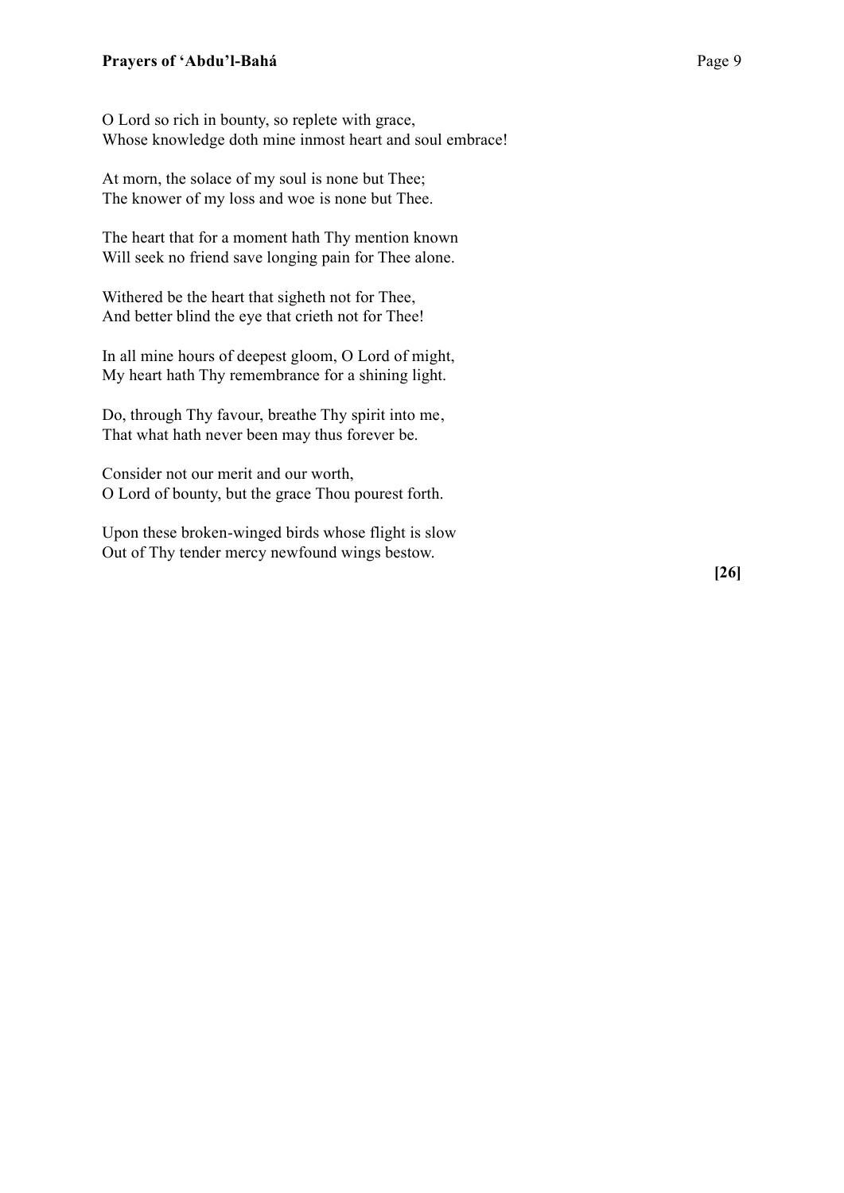O Lord so rich in bounty, so replete with grace,
Whose knowledge doth mine inmost heart and soul embrace!

At morn, the solace of my soul is none but Thee;
The knower of my loss and woe is none but Thee.

The heart that for a moment hath Thy mention known
Will seek no friend save longing pain for Thee alone.

Withered be the heart that sigheth not for Thee,
And better blind the eye that crieth not for Thee!

In all mine hours of deepest gloom, O Lord of might,
My heart hath Thy remembrance for a shining light.

Do, through Thy favour, breathe Thy spirit into me,
That what hath never been may thus forever be.

Consider not our merit and our worth,
O Lord of bounty, but the grace Thou pourest forth.

Upon these broken-winged birds whose flight is slow
Out of Thy tender mercy newfound wings bestow.

**[26]**